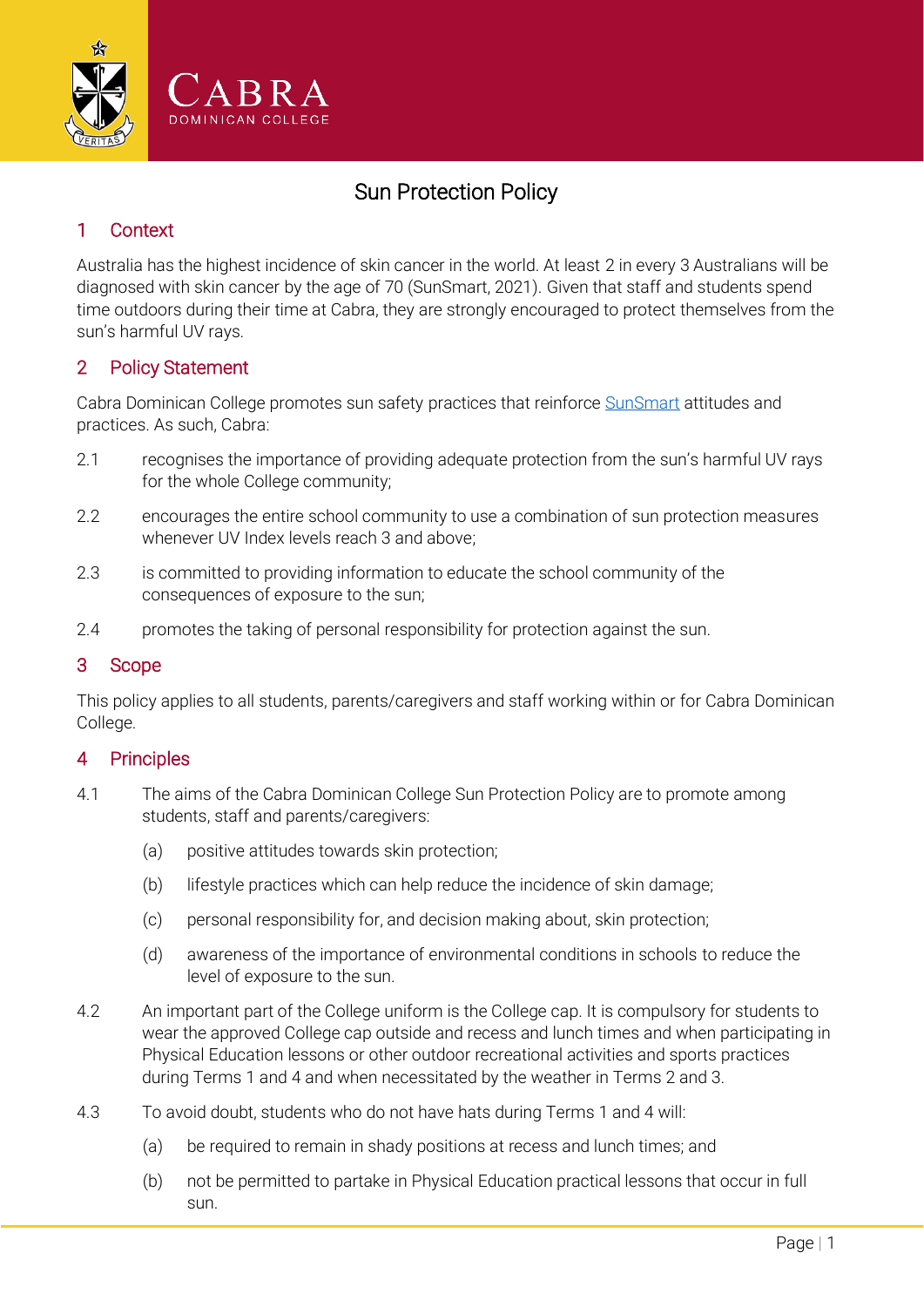Cabra Dominican College

# Sun Protection Policy

## 1 Context

Australia has the highest incidence of skin cancer in the world. At least 2 in every 3 Australians will be diagnosed with skin cancer by the age of 70 (SunSmart, 2021). Given that staff and students spend time outdoors during their time at Cabra, they are strongly encouraged to protect themselves from the sun's harmful UV rays.

## 2 Policy Statement

Cabra Dominican College promotes sun safety practices that reinforce SunSmart attitudes and practices. As such, Cabra:

2.1 recognises the importance of providing adequate protection from the sun's harmful UV rays for the whole College community;

2.2 encourages the entire school community to use a combination of sun protection measures whenever UV Index levels reach 3 and above;

2.3 is committed to providing information to educate the school community of the consequences of exposure to the sun;

2.4 promotes the taking of personal responsibility for protection against the sun.

## 3 Scope

This policy applies to all students, parents/caregivers and staff working within or for Cabra Dominican College.

## 4 Principles

4.1 The aims of the Cabra Dominican College Sun Protection Policy are to promote among students, staff and parents/caregivers:

- (a) positive attitudes towards skin protection;
- (b) lifestyle practices which can help reduce the incidence of skin damage;
- (c) personal responsibility for, and decision making about, skin protection;
- (d) awareness of the importance of environmental conditions in schools to reduce the level of exposure to the sun.

4.2 An important part of the College uniform is the College cap. It is compulsory for students to wear the approved College cap outside and recess and lunch times and when participating in Physical Education lessons or other outdoor recreational activities and sports practices during Terms 1 and 4 and when necessitated by the weather in Terms 2 and 3.

4.3 To avoid doubt, students who do not have hats during Terms 1 and 4 will:

- (a) be required to remain in shady positions at recess and lunch times; and
- (b) not be permitted to partake in Physical Education practical lessons that occur in full sun.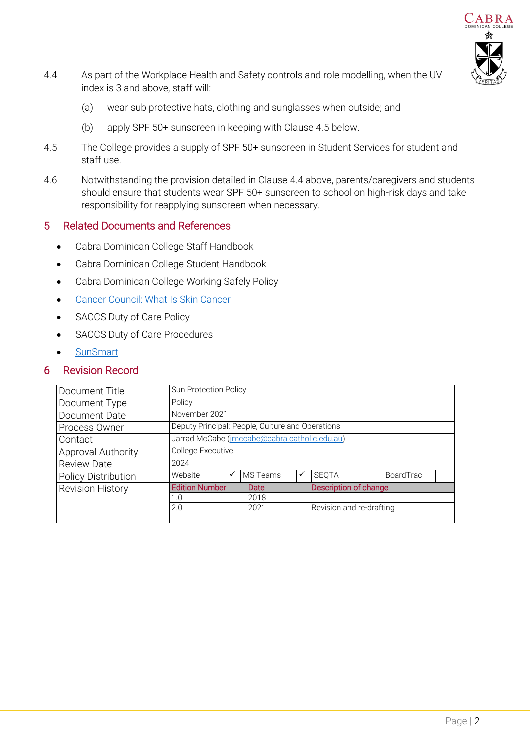4.4 As part of the Workplace Health and Safety controls and role modelling, when the UV index is 3 and above, staff will:

(a) wear sub protective hats, clothing and sunglasses when outside; and

(b) apply SPF 50+ sunscreen in keeping with Clause 4.5 below.

4.5 The College provides a supply of SPF 50+ sunscreen in Student Services for student and staff use.

4.6 Notwithstanding the provision detailed in Clause 4.4 above, parents/caregivers and students should ensure that students wear SPF 50+ sunscreen to school on high-risk days and take responsibility for reapplying sunscreen when necessary.

## 5 Related Documents and References

- Cabra Dominican College Staff Handbook
- Cabra Dominican College Student Handbook
- Cabra Dominican College Working Safely Policy
- Cancer Council: What Is Skin Cancer
- SACCS Duty of Care Policy
- SACCS Duty of Care Procedures
- SunSmart

## 6 Revision Record

| | | | | | | | |
|---|---|---|---|---|---|---|---|
| Document Title | Sun Protection Policy | | | | | | |
| Document Type | Policy | | | | | | |
| Document Date | November 2021 | | | | | | |
| Process Owner | Deputy Principal: People, Culture and Operations | | | | | | |
| Contact | Jarrad McCabe (jmccabe@cabra.catholic.edu.au) | | | | | | |
| Approval Authority | College Executive | | | | | | |
| Review Date | 2024 | | | | | | |
| Policy Distribution | Website | ✓ | MS Teams | ✓ | SEQTA | BoardTrac | |
| Revision History | Edition Number | | Date | | Description of change | | |
| | 1.0 | | 2018 | | | | |
| | 2.0 | | 2021 | | Revision and re-drafting | | |
| | | | | | | | |